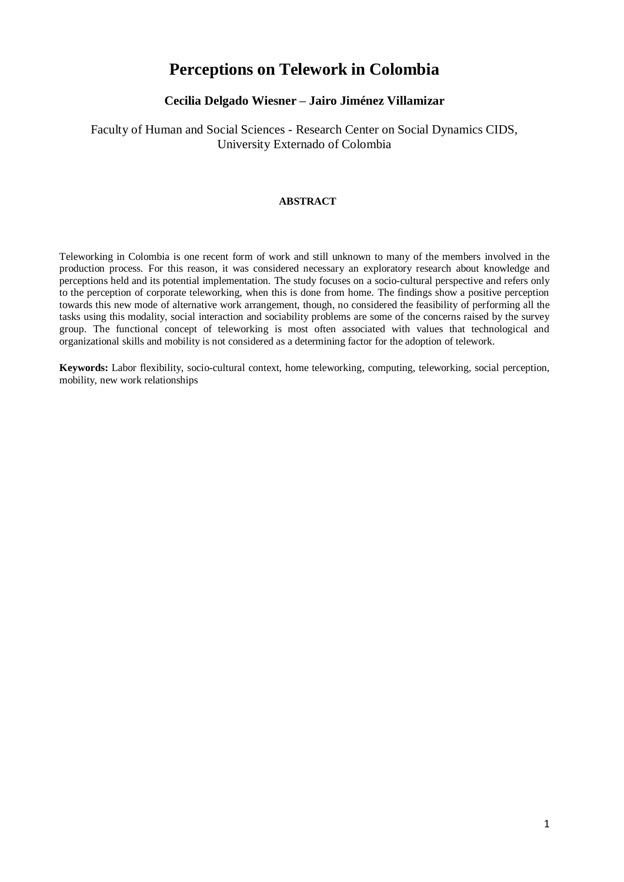# Perceptions on Telework in Colombia

**Cecilia Delgado Wiesner – Jairo Jiménez Villamizar**

Faculty of Human and Social Sciences - Research Center on Social Dynamics CIDS, University Externado of Colombia

## ABSTRACT

Teleworking in Colombia is one recent form of work and still unknown to many of the members involved in the production process. For this reason, it was considered necessary an exploratory research about knowledge and perceptions held and its potential implementation. The study focuses on a socio-cultural perspective and refers only to the perception of corporate teleworking, when this is done from home. The findings show a positive perception towards this new mode of alternative work arrangement, though, no considered the feasibility of performing all the tasks using this modality, social interaction and sociability problems are some of the concerns raised by the survey group. The functional concept of teleworking is most often associated with values that technological and organizational skills and mobility is not considered as a determining factor for the adoption of telework.

**Keywords:** Labor flexibility, socio-cultural context, home teleworking, computing, teleworking, social perception, mobility, new work relationships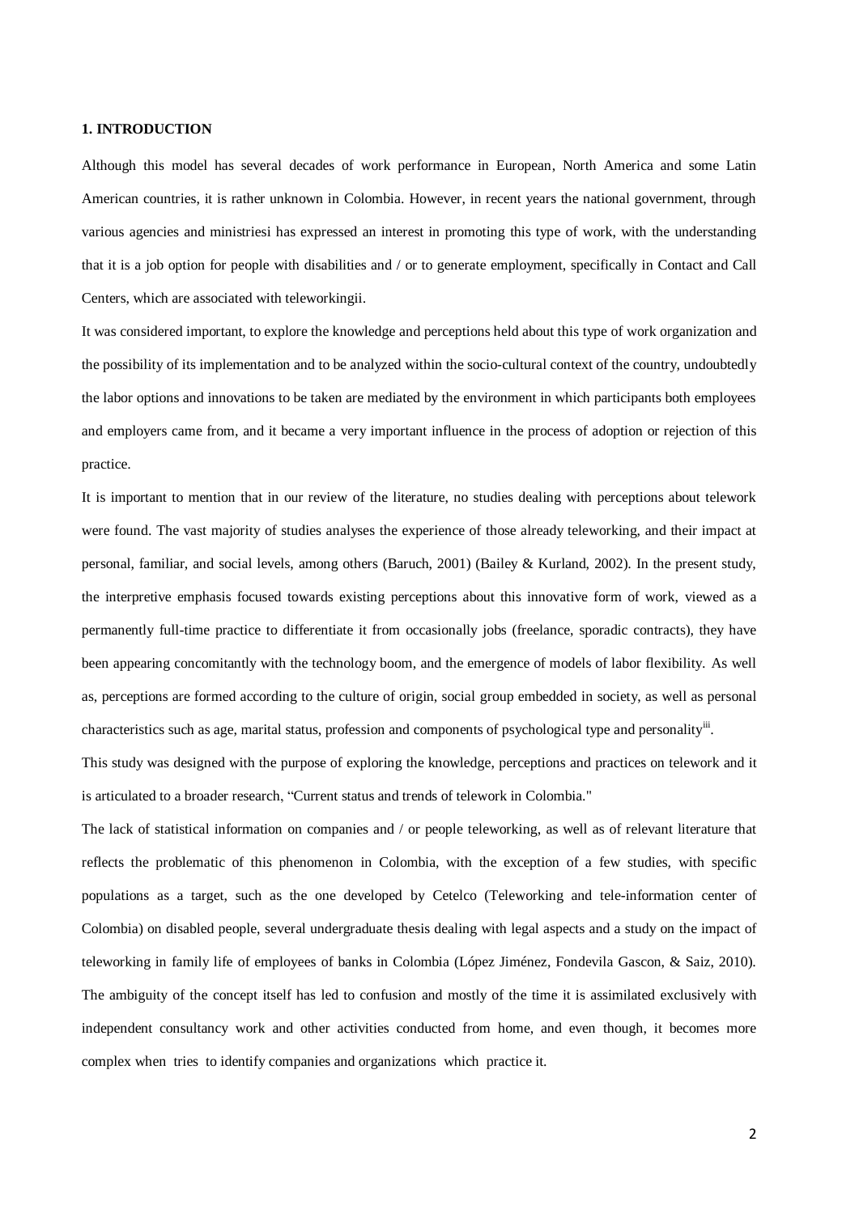## 1. INTRODUCTION

Although this model has several decades of work performance in European, North America and some Latin American countries, it is rather unknown in Colombia. However, in recent years the national government, through various agencies and ministries[i] has expressed an interest in promoting this type of work, with the understanding that it is a job option for people with disabilities and / or to generate employment, specifically in Contact and Call Centers, which are associated with teleworking[ii].

It was considered important, to explore the knowledge and perceptions held about this type of work organization and the possibility of its implementation and to be analyzed within the socio-cultural context of the country, undoubtedly the labor options and innovations to be taken are mediated by the environment in which participants both employees and employers came from, and it became a very important influence in the process of adoption or rejection of this practice.

It is important to mention that in our review of the literature, no studies dealing with perceptions about telework were found. The vast majority of studies analyses the experience of those already teleworking, and their impact at personal, familiar, and social levels, among others (Baruch, 2001) (Bailey & Kurland, 2002). In the present study, the interpretive emphasis focused towards existing perceptions about this innovative form of work, viewed as a permanently full-time practice to differentiate it from occasionally jobs (freelance, sporadic contracts), they have been appearing concomitantly with the technology boom, and the emergence of models of labor flexibility. As well as, perceptions are formed according to the culture of origin, social group embedded in society, as well as personal characteristics such as age, marital status, profession and components of psychological type and personality[iii].

This study was designed with the purpose of exploring the knowledge, perceptions and practices on telework and it is articulated to a broader research, "Current status and trends of telework in Colombia."

The lack of statistical information on companies and / or people teleworking, as well as of relevant literature that reflects the problematic of this phenomenon in Colombia, with the exception of a few studies, with specific populations as a target, such as the one developed by Cetelco (Teleworking and tele-information center of Colombia) on disabled people, several undergraduate thesis dealing with legal aspects and a study on the impact of teleworking in family life of employees of banks in Colombia (López Jiménez, Fondevila Gascon, & Saiz, 2010). The ambiguity of the concept itself has led to confusion and mostly of the time it is assimilated exclusively with independent consultancy work and other activities conducted from home, and even though, it becomes more complex when tries to identify companies and organizations which practice it.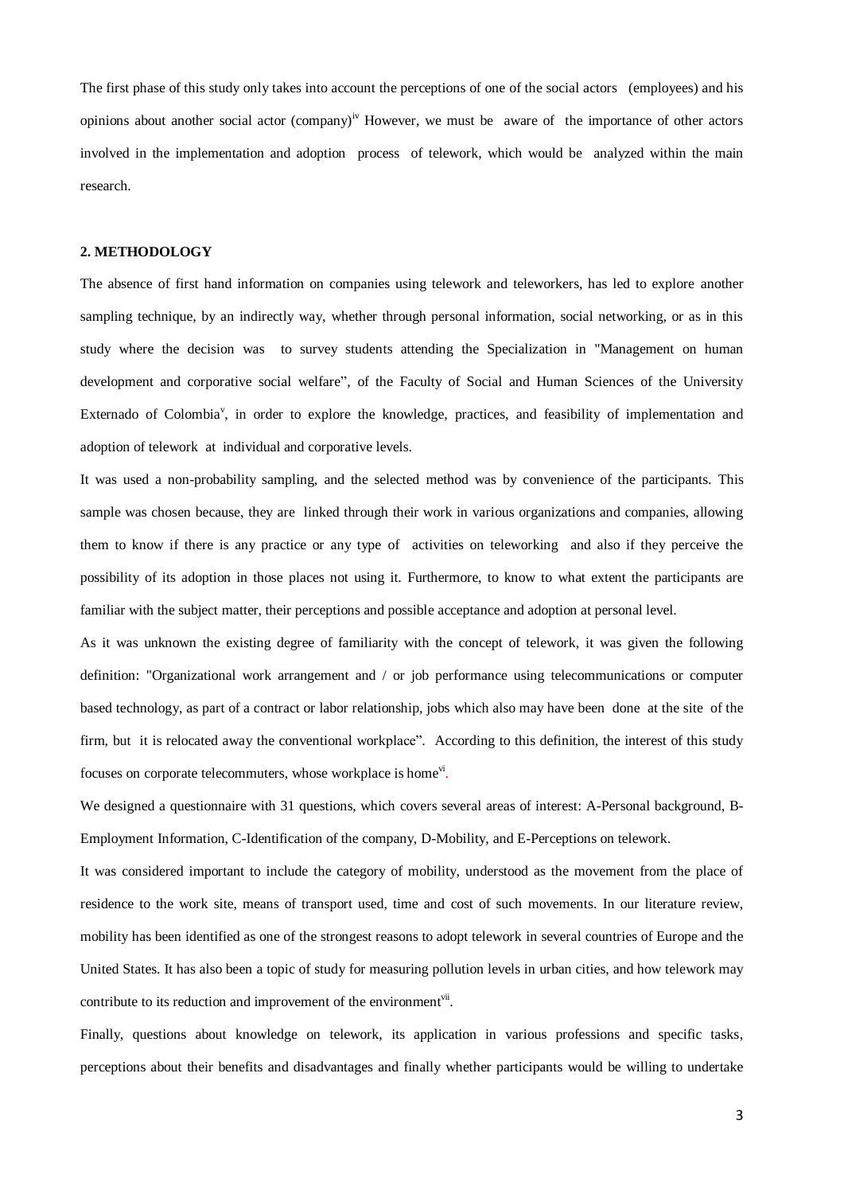The first phase of this study only takes into account the perceptions of one of the social actors (employees) and his opinions about another social actor (company)[iv] However, we must be aware of the importance of other actors involved in the implementation and adoption process of telework, which would be analyzed within the main research.

## 2. METHODOLOGY

The absence of first hand information on companies using telework and teleworkers, has led to explore another sampling technique, by an indirectly way, whether through personal information, social networking, or as in this study where the decision was to survey students attending the Specialization in "Management on human development and corporative social welfare", of the Faculty of Social and Human Sciences of the University Externado of Colombia[v], in order to explore the knowledge, practices, and feasibility of implementation and adoption of telework at individual and corporative levels.

It was used a non-probability sampling, and the selected method was by convenience of the participants. This sample was chosen because, they are linked through their work in various organizations and companies, allowing them to know if there is any practice or any type of activities on teleworking and also if they perceive the possibility of its adoption in those places not using it. Furthermore, to know to what extent the participants are familiar with the subject matter, their perceptions and possible acceptance and adoption at personal level.

As it was unknown the existing degree of familiarity with the concept of telework, it was given the following definition: "Organizational work arrangement and / or job performance using telecommunications or computer based technology, as part of a contract or labor relationship, jobs which also may have been done at the site of the firm, but it is relocated away the conventional workplace". According to this definition, the interest of this study focuses on corporate telecommuters, whose workplace is home[vi].

We designed a questionnaire with 31 questions, which covers several areas of interest: A-Personal background, B-Employment Information, C-Identification of the company, D-Mobility, and E-Perceptions on telework.

It was considered important to include the category of mobility, understood as the movement from the place of residence to the work site, means of transport used, time and cost of such movements. In our literature review, mobility has been identified as one of the strongest reasons to adopt telework in several countries of Europe and the United States. It has also been a topic of study for measuring pollution levels in urban cities, and how telework may contribute to its reduction and improvement of the environment[vii].

Finally, questions about knowledge on telework, its application in various professions and specific tasks, perceptions about their benefits and disadvantages and finally whether participants would be willing to undertake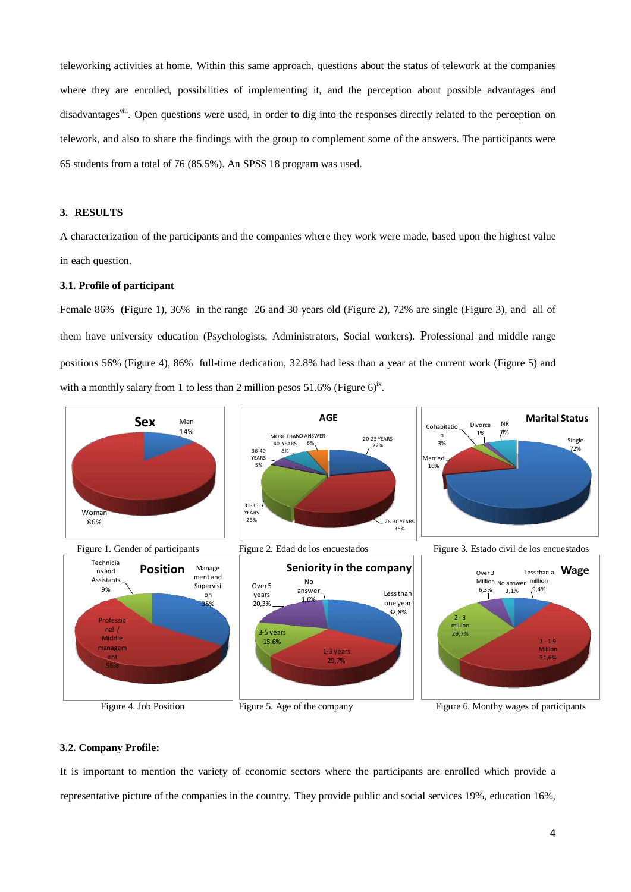teleworking activities at home. Within this same approach, questions about the status of telework at the companies where they are enrolled, possibilities of implementing it, and the perception about possible advantages and disadvantages[viii]. Open questions were used, in order to dig into the responses directly related to the perception on telework, and also to share the findings with the group to complement some of the answers. The participants were 65 students from a total of 76 (85.5%). An SPSS 18 program was used.

## 3. RESULTS

A characterization of the participants and the companies where they work were made, based upon the highest value in each question.

### 3.1. Profile of participant

Female 86% (Figure 1), 36% in the range 26 and 30 years old (Figure 2), 72% are single (Figure 3), and all of them have university education (Psychologists, Administrators, Social workers). Professional and middle range positions 56% (Figure 4), 86% full-time dedication, 32.8% had less than a year at the current work (Figure 5) and with a monthly salary from 1 to less than 2 million pesos 51.6% (Figure 6)[ix].

Figure 1. Gender of participants

Figure 2. Edad de los encuestados

Figure 3. Estado civil de los encuestados

Figure 4. Job Position

Figure 5. Age of the company

Figure 6. Monthy wages of participants

### 3.2. Company Profile:

It is important to mention the variety of economic sectors where the participants are enrolled which provide a representative picture of the companies in the country. They provide public and social services 19%, education 16%,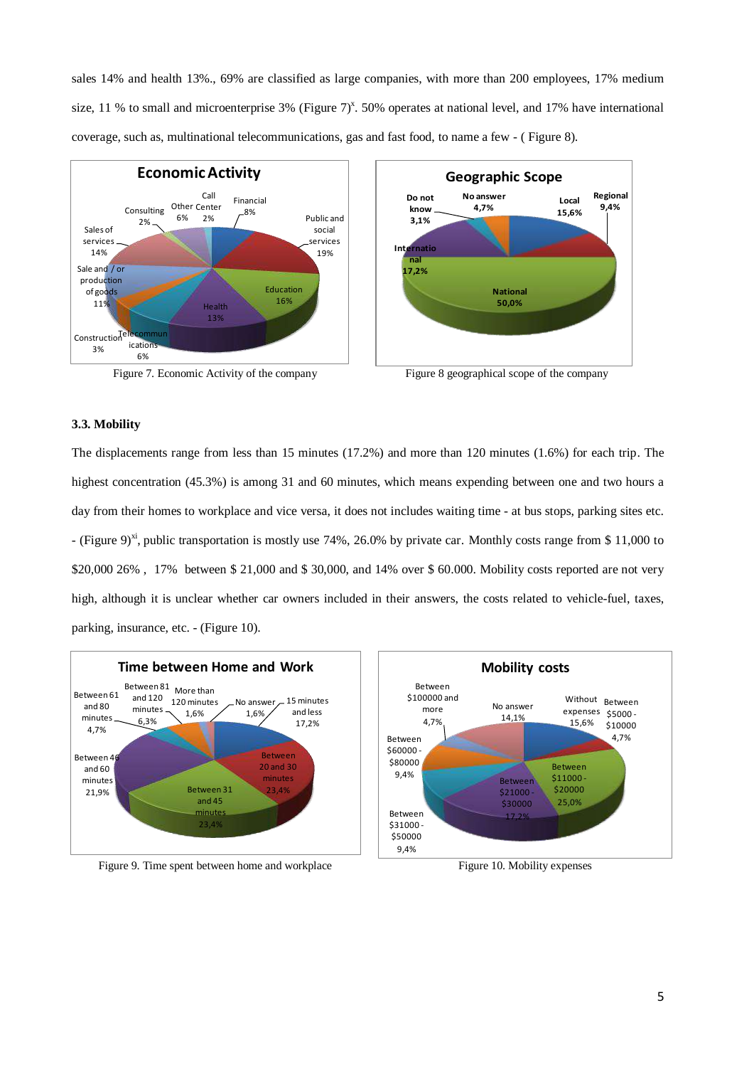sales 14% and health 13%., 69% are classified as large companies, with more than 200 employees, 17% medium size, 11 % to small and microenterprise 3% (Figure 7)[x]. 50% operates at national level, and 17% have international coverage, such as, multinational telecommunications, gas and fast food, to name a few - ( Figure 8).

Figure 7. Economic Activity of the company

Figure 8 geographical scope of the company

### 3.3. Mobility

The displacements range from less than 15 minutes (17.2%) and more than 120 minutes (1.6%) for each trip. The highest concentration (45.3%) is among 31 and 60 minutes, which means expending between one and two hours a day from their homes to workplace and vice versa, it does not includes waiting time - at bus stops, parking sites etc. - (Figure 9)[xi], public transportation is mostly use 74%, 26.0% by private car. Monthly costs range from $ 11,000 to $20,000 26% , 17% between $ 21,000 and $ 30,000, and 14% over $ 60.000. Mobility costs reported are not very high, although it is unclear whether car owners included in their answers, the costs related to vehicle-fuel, taxes, parking, insurance, etc. - (Figure 10).

Figure 9. Time spent between home and workplace

Figure 10. Mobility expenses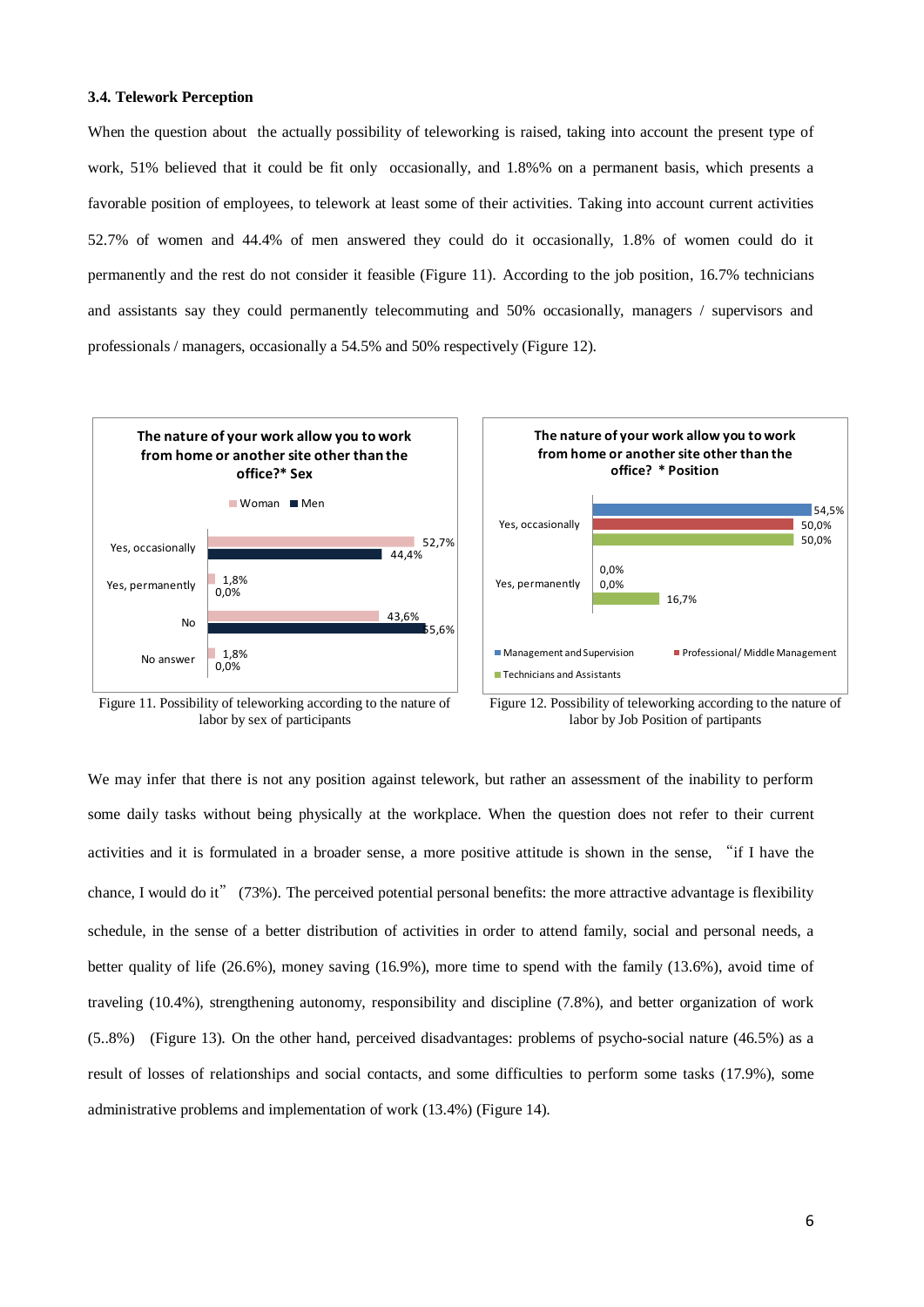### 3.4. Telework Perception

When the question about the actually possibility of teleworking is raised, taking into account the present type of work, 51% believed that it could be fit only occasionally, and 1.8%% on a permanent basis, which presents a favorable position of employees, to telework at least some of their activities. Taking into account current activities 52.7% of women and 44.4% of men answered they could do it occasionally, 1.8% of women could do it permanently and the rest do not consider it feasible (Figure 11). According to the job position, 16.7% technicians and assistants say they could permanently telecommuting and 50% occasionally, managers / supervisors and professionals / managers, occasionally a 54.5% and 50% respectively (Figure 12).

**The nature of your work allow you to work from home or another site other than the office?* Sex**

| | Woman | Men |
|---|---|---|
| Yes, occasionally | 52,7% | 44,4% |
| Yes, permanently | 1,8% | 0,0% |
| No | 43,6% | 55,6% |
| No answer | 1,8% | 0,0% |

Figure 11. Possibility of teleworking according to the nature of labor by sex of participants

**The nature of your work allow you to work from home or another site other than the office? * Position**

| | Management and Supervision | Professional/ Middle Management | Technicians and Assistants |
|---|---|---|---|
| Yes, occasionally | 54,5% | 50,0% | 50,0% |
| Yes, permanently | 0,0% | 0,0% | 16,7% |

Figure 12. Possibility of teleworking according to the nature of labor by Job Position of partipants

We may infer that there is not any position against telework, but rather an assessment of the inability to perform some daily tasks without being physically at the workplace. When the question does not refer to their current activities and it is formulated in a broader sense, a more positive attitude is shown in the sense, "if I have the chance, I would do it" (73%). The perceived potential personal benefits: the more attractive advantage is flexibility schedule, in the sense of a better distribution of activities in order to attend family, social and personal needs, a better quality of life (26.6%), money saving (16.9%), more time to spend with the family (13.6%), avoid time of traveling (10.4%), strengthening autonomy, responsibility and discipline (7.8%), and better organization of work (5..8%) (Figure 13). On the other hand, perceived disadvantages: problems of psycho-social nature (46.5%) as a result of losses of relationships and social contacts, and some difficulties to perform some tasks (17.9%), some administrative problems and implementation of work (13.4%) (Figure 14).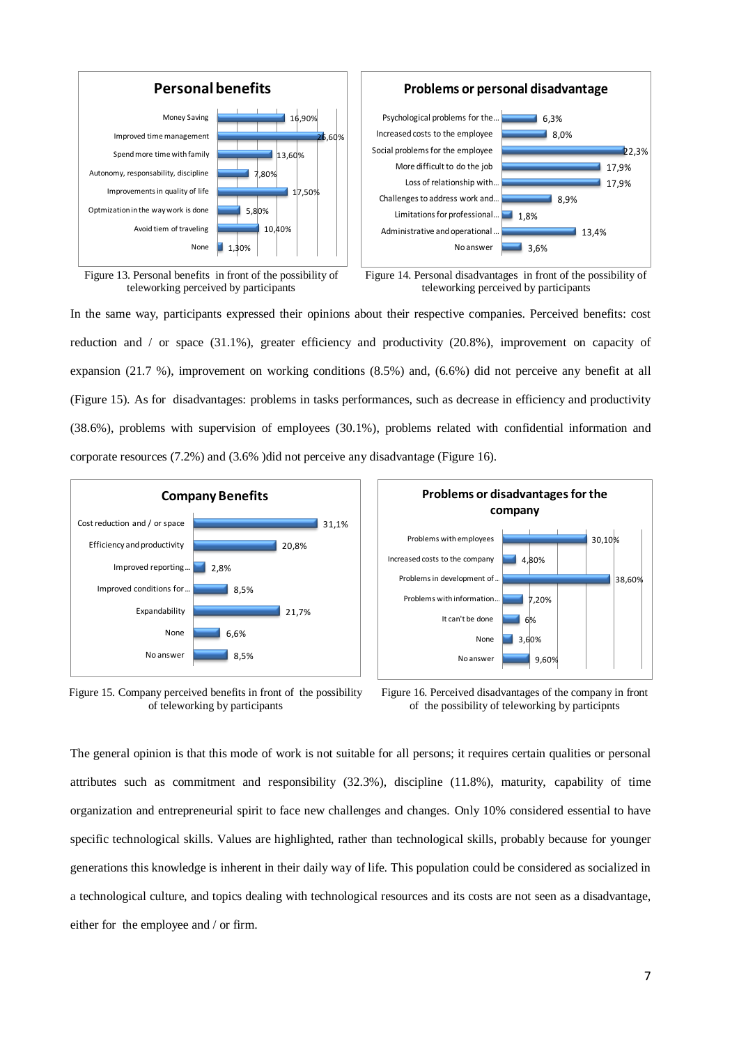**Personal benefits**

| Item | Value |
|---|---|
| Money Saving | 16,90% |
| Improved time management | 26,60% |
| Spend more time with family | 13,60% |
| Autonomy, responsability, discipline | 7,80% |
| Improvements in quality of life | 17,50% |
| Optmization in the way work is done | 5,80% |
| Avoid tiem of traveling | 10,40% |
| None | 1,30% |

Figure 13. Personal benefits in front of the possibility of teleworking perceived by participants

**Problems or personal disadvantage**

| Item | Value |
|---|---|
| Psychological problems for the… | 6,3% |
| Increased costs to the employee | 8,0% |
| Social problems for the employee | 22,3% |
| More difficult to do the job | 17,9% |
| Loss of relationship with… | 17,9% |
| Challenges to address work and… | 8,9% |
| Limitations for professional… | 1,8% |
| Administrative and operational… | 13,4% |
| No answer | 3,6% |

Figure 14. Personal disadvantages in front of the possibility of teleworking perceived by participants

In the same way, participants expressed their opinions about their respective companies. Perceived benefits: cost reduction and / or space (31.1%), greater efficiency and productivity (20.8%), improvement on capacity of expansion (21.7 %), improvement on working conditions (8.5%) and, (6.6%) did not perceive any benefit at all (Figure 15). As for disadvantages: problems in tasks performances, such as decrease in efficiency and productivity (38.6%), problems with supervision of employees (30.1%), problems related with confidential information and corporate resources (7.2%) and (3.6% )did not perceive any disadvantage (Figure 16).

**Company Benefits**

| Item | Value |
|---|---|
| Cost reduction and / or space | 31,1% |
| Efficiency and productivity | 20,8% |
| Improved reporting… | 2,8% |
| Improved conditions for… | 8,5% |
| Expandability | 21,7% |
| None | 6,6% |
| No answer | 8,5% |

Figure 15. Company perceived benefits in front of the possibility of teleworking by participants

**Problems or disadvantages for the company**

| Item | Value |
|---|---|
| Problems with employees | 30,10% |
| Increased costs to the company | 4,80% |
| Problems in development of… | 38,60% |
| Problems with information… | 7,20% |
| It can't be done | 6% |
| None | 3,60% |
| No answer | 9,60% |

Figure 16. Perceived disadvantages of the company in front of the possibility of teleworking by participnts

The general opinion is that this mode of work is not suitable for all persons; it requires certain qualities or personal attributes such as commitment and responsibility (32.3%), discipline (11.8%), maturity, capability of time organization and entrepreneurial spirit to face new challenges and changes. Only 10% considered essential to have specific technological skills. Values are highlighted, rather than technological skills, probably because for younger generations this knowledge is inherent in their daily way of life. This population could be considered as socialized in a technological culture, and topics dealing with technological resources and its costs are not seen as a disadvantage, either for the employee and / or firm.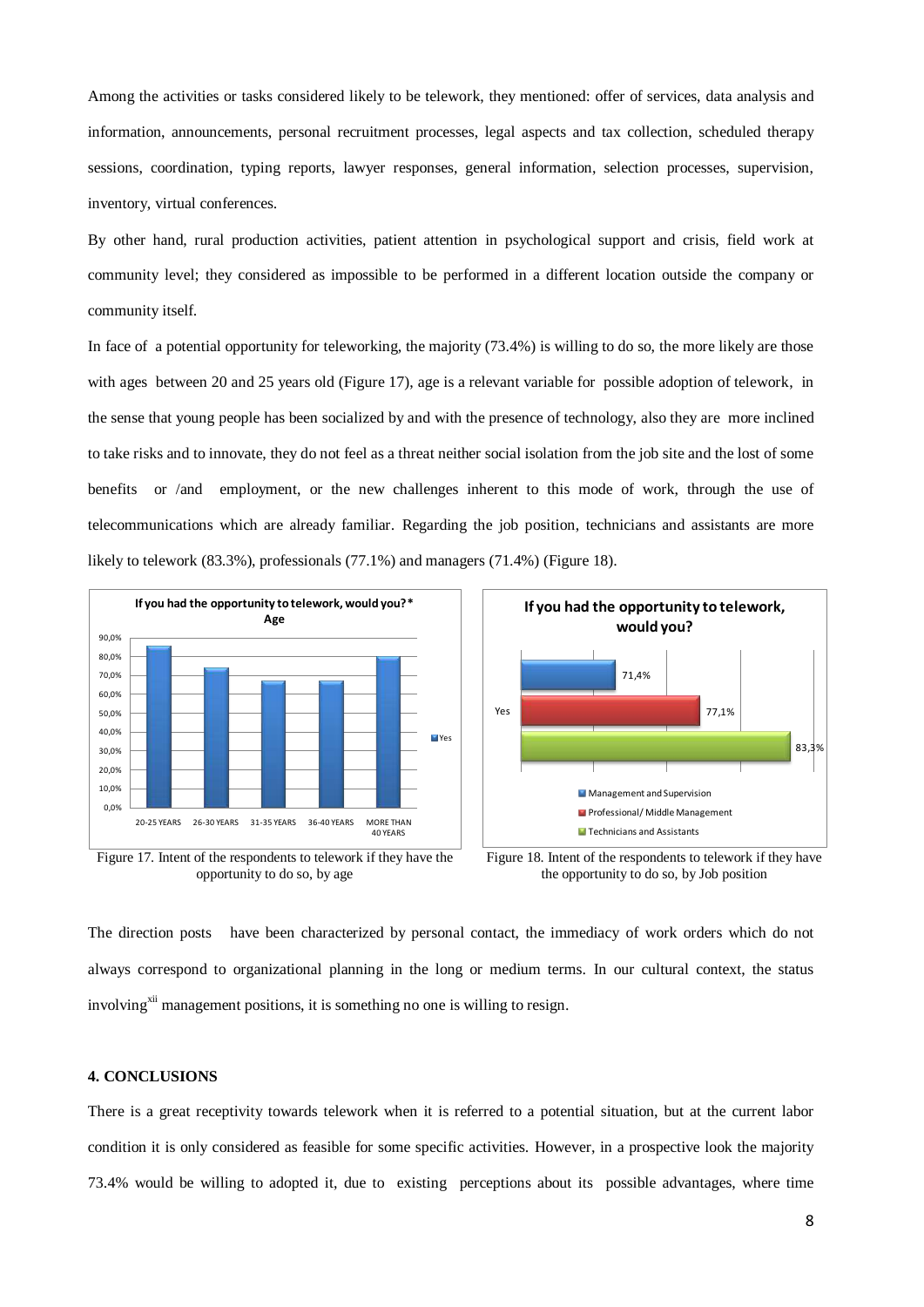Among the activities or tasks considered likely to be telework, they mentioned: offer of services, data analysis and information, announcements, personal recruitment processes, legal aspects and tax collection, scheduled therapy sessions, coordination, typing reports, lawyer responses, general information, selection processes, supervision, inventory, virtual conferences.

By other hand, rural production activities, patient attention in psychological support and crisis, field work at community level; they considered as impossible to be performed in a different location outside the company or community itself.

In face of a potential opportunity for teleworking, the majority (73.4%) is willing to do so, the more likely are those with ages between 20 and 25 years old (Figure 17), age is a relevant variable for possible adoption of telework, in the sense that young people has been socialized by and with the presence of technology, also they are more inclined to take risks and to innovate, they do not feel as a threat neither social isolation from the job site and the lost of some benefits or /and employment, or the new challenges inherent to this mode of work, through the use of telecommunications which are already familiar. Regarding the job position, technicians and assistants are more likely to telework (83.3%), professionals (77.1%) and managers (71.4%) (Figure 18).

Figure 17. Intent of the respondents to telework if they have the opportunity to do so, by age

Figure 18. Intent of the respondents to telework if they have the opportunity to do so, by Job position

The direction posts have been characterized by personal contact, the immediacy of work orders which do not always correspond to organizational planning in the long or medium terms. In our cultural context, the status involving[xii] management positions, it is something no one is willing to resign.

## 4. CONCLUSIONS

There is a great receptivity towards telework when it is referred to a potential situation, but at the current labor condition it is only considered as feasible for some specific activities. However, in a prospective look the majority 73.4% would be willing to adopted it, due to existing perceptions about its possible advantages, where time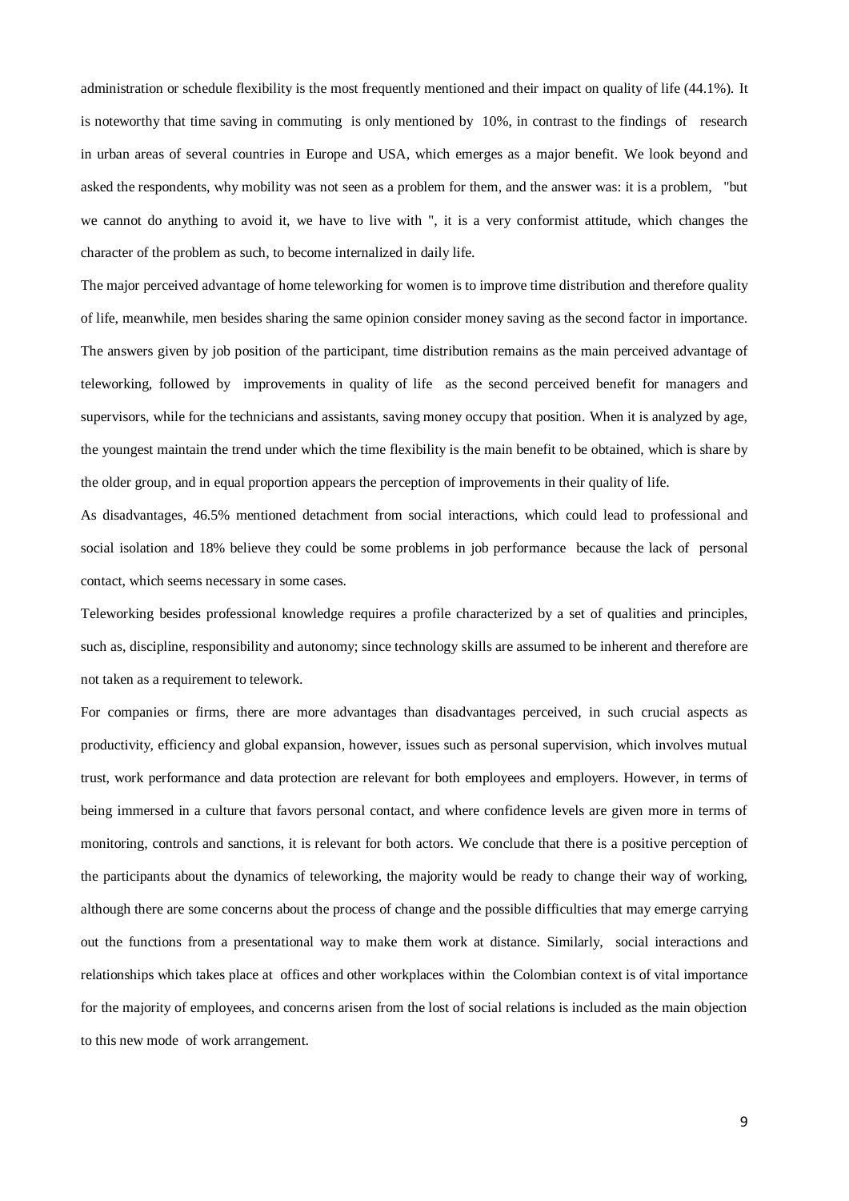administration or schedule flexibility is the most frequently mentioned and their impact on quality of life (44.1%). It is noteworthy that time saving in commuting is only mentioned by 10%, in contrast to the findings of research in urban areas of several countries in Europe and USA, which emerges as a major benefit. We look beyond and asked the respondents, why mobility was not seen as a problem for them, and the answer was: it is a problem, "but we cannot do anything to avoid it, we have to live with ", it is a very conformist attitude, which changes the character of the problem as such, to become internalized in daily life.

The major perceived advantage of home teleworking for women is to improve time distribution and therefore quality of life, meanwhile, men besides sharing the same opinion consider money saving as the second factor in importance. The answers given by job position of the participant, time distribution remains as the main perceived advantage of teleworking, followed by improvements in quality of life as the second perceived benefit for managers and supervisors, while for the technicians and assistants, saving money occupy that position. When it is analyzed by age, the youngest maintain the trend under which the time flexibility is the main benefit to be obtained, which is share by the older group, and in equal proportion appears the perception of improvements in their quality of life.

As disadvantages, 46.5% mentioned detachment from social interactions, which could lead to professional and social isolation and 18% believe they could be some problems in job performance because the lack of personal contact, which seems necessary in some cases.

Teleworking besides professional knowledge requires a profile characterized by a set of qualities and principles, such as, discipline, responsibility and autonomy; since technology skills are assumed to be inherent and therefore are not taken as a requirement to telework.

For companies or firms, there are more advantages than disadvantages perceived, in such crucial aspects as productivity, efficiency and global expansion, however, issues such as personal supervision, which involves mutual trust, work performance and data protection are relevant for both employees and employers. However, in terms of being immersed in a culture that favors personal contact, and where confidence levels are given more in terms of monitoring, controls and sanctions, it is relevant for both actors. We conclude that there is a positive perception of the participants about the dynamics of teleworking, the majority would be ready to change their way of working, although there are some concerns about the process of change and the possible difficulties that may emerge carrying out the functions from a presentational way to make them work at distance. Similarly, social interactions and relationships which takes place at offices and other workplaces within the Colombian context is of vital importance for the majority of employees, and concerns arisen from the lost of social relations is included as the main objection to this new mode of work arrangement.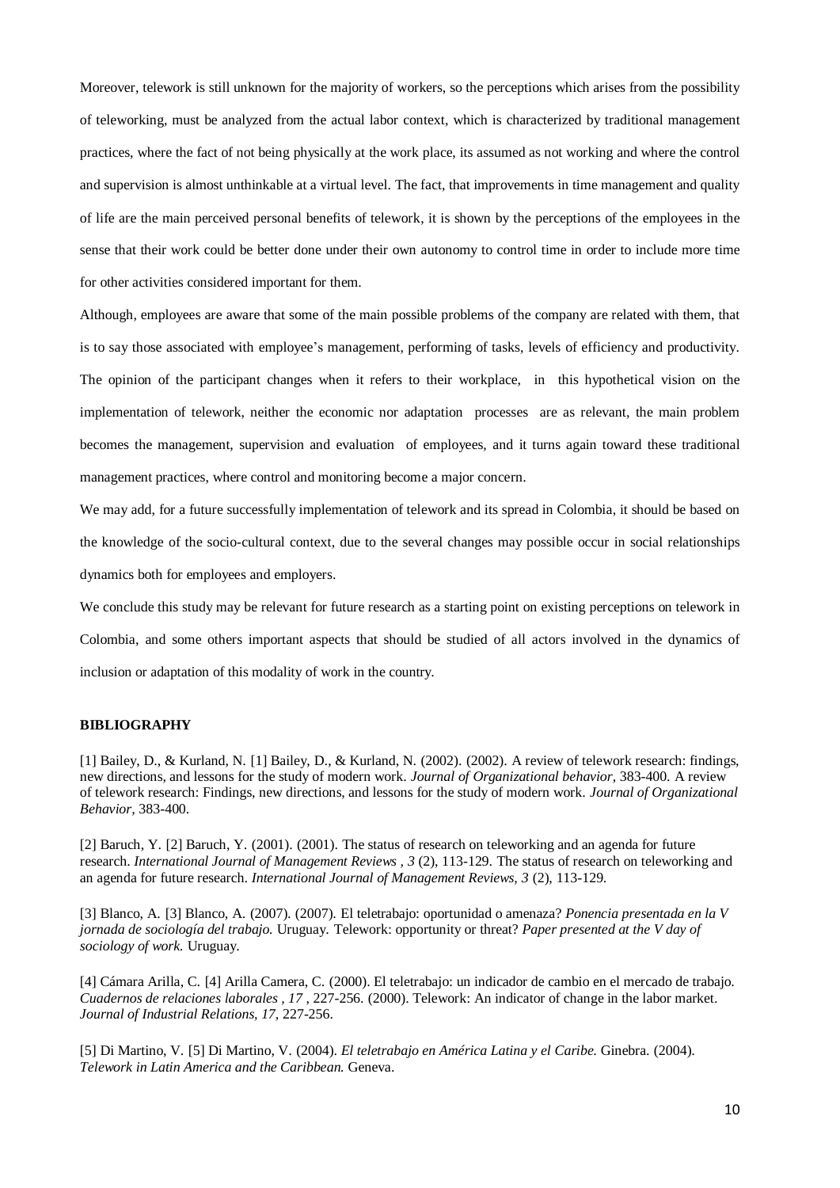Moreover, telework is still unknown for the majority of workers, so the perceptions which arises from the possibility of teleworking, must be analyzed from the actual labor context, which is characterized by traditional management practices, where the fact of not being physically at the work place, its assumed as not working and where the control and supervision is almost unthinkable at a virtual level. The fact, that improvements in time management and quality of life are the main perceived personal benefits of telework, it is shown by the perceptions of the employees in the sense that their work could be better done under their own autonomy to control time in order to include more time for other activities considered important for them.

Although, employees are aware that some of the main possible problems of the company are related with them, that is to say those associated with employee's management, performing of tasks, levels of efficiency and productivity. The opinion of the participant changes when it refers to their workplace, in this hypothetical vision on the implementation of telework, neither the economic nor adaptation processes are as relevant, the main problem becomes the management, supervision and evaluation of employees, and it turns again toward these traditional management practices, where control and monitoring become a major concern.

We may add, for a future successfully implementation of telework and its spread in Colombia, it should be based on the knowledge of the socio-cultural context, due to the several changes may possible occur in social relationships dynamics both for employees and employers.

We conclude this study may be relevant for future research as a starting point on existing perceptions on telework in Colombia, and some others important aspects that should be studied of all actors involved in the dynamics of inclusion or adaptation of this modality of work in the country.

## BIBLIOGRAPHY

[1] Bailey, D., & Kurland, N. [1] Bailey, D., & Kurland, N. (2002). (2002). A review of telework research: findings, new directions, and lessons for the study of modern work. *Journal of Organizational behavior*, 383-400. A review of telework research: Findings, new directions, and lessons for the study of modern work. *Journal of Organizational Behavior*, 383-400.

[2] Baruch, Y. [2] Baruch, Y. (2001). (2001). The status of research on teleworking and an agenda for future research. *International Journal of Management Reviews , 3* (2), 113-129. The status of research on teleworking and an agenda for future research. *International Journal of Management Reviews, 3* (2), 113-129.

[3] Blanco, A. [3] Blanco, A. (2007). (2007). El teletrabajo: oportunidad o amenaza? *Ponencia presentada en la V jornada de sociología del trabajo.* Uruguay. Telework: opportunity or threat? *Paper presented at the V day of sociology of work.* Uruguay.

[4] Cámara Arilla, C. [4] Arilla Camera, C. (2000). El teletrabajo: un indicador de cambio en el mercado de trabajo. *Cuadernos de relaciones laborales , 17* , 227-256. (2000). Telework: An indicator of change in the labor market. *Journal of Industrial Relations, 17*, 227-256.

[5] Di Martino, V. [5] Di Martino, V. (2004). *El teletrabajo en América Latina y el Caribe.* Ginebra. (2004). *Telework in Latin America and the Caribbean.* Geneva.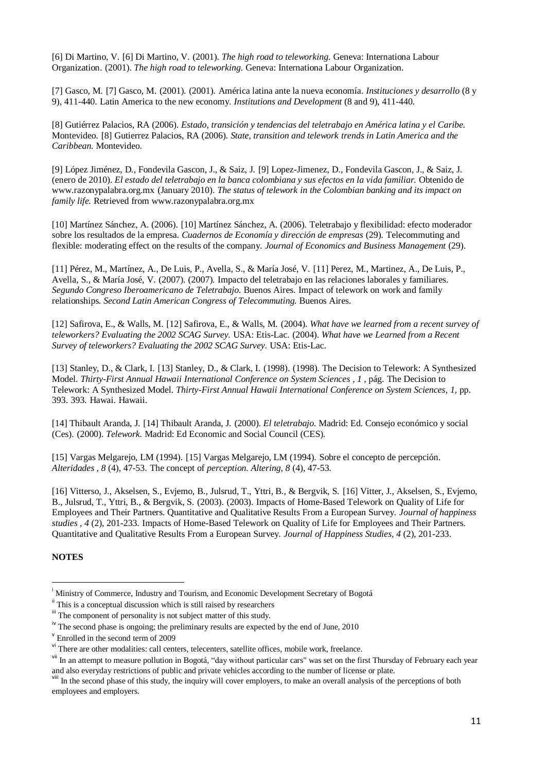[6] Di Martino, V. [6] Di Martino, V. (2001). *The high road to teleworking.* Geneva: Internationa Labour Organization. (2001). *The high road to teleworking.* Geneva: Internationa Labour Organization.

[7] Gasco, M. [7] Gasco, M. (2001). (2001). América latina ante la nueva economía. *Instituciones y desarrollo* (8 y 9), 411-440. Latin America to the new economy. *Institutions and Development* (8 and 9), 411-440.

[8] Gutiérrez Palacios, RA (2006). *Estado, transición y tendencias del teletrabajo en América latina y el Caribe.* Montevideo. [8] Gutierrez Palacios, RA (2006). *State, transition and telework trends in Latin America and the Caribbean.* Montevideo.

[9] López Jiménez, D., Fondevila Gascon, J., & Saiz, J. [9] Lopez-Jimenez, D., Fondevila Gascon, J., & Saiz, J. (enero de 2010). *El estado del teletrabajo en la banca colombiana y sus efectos en la vida familiar.* Obtenido de www.razonypalabra.org.mx (January 2010). *The status of telework in the Colombian banking and its impact on family life.* Retrieved from www.razonypalabra.org.mx

[10] Martínez Sánchez, A. (2006). [10] Martínez Sánchez, A. (2006). Teletrabajo y flexibilidad: efecto moderador sobre los resultados de la empresa. *Cuadernos de Economía y dirección de empresas* (29). Telecommuting and flexible: moderating effect on the results of the company. *Journal of Economics and Business Management* (29).

[11] Pérez, M., Martínez, A., De Luis, P., Avella, S., & María José, V. [11] Perez, M., Martinez, A., De Luis, P., Avella, S., & María José, V. (2007). (2007). Impacto del teletrabajo en las relaciones laborales y familiares. *Segundo Congreso Iberoamericano de Teletrabajo.* Buenos Aires. Impact of telework on work and family relationships. *Second Latin American Congress of Telecommuting.* Buenos Aires.

[12] Safirova, E., & Walls, M. [12] Safirova, E., & Walls, M. (2004). *What have we learned from a recent survey of teleworkers? Evaluating the 2002 SCAG Survey.* USA: Etis-Lac. (2004). *What have we Learned from a Recent Survey of teleworkers? Evaluating the 2002 SCAG Survey.* USA: Etis-Lac.

[13] Stanley, D., & Clark, I. [13] Stanley, D., & Clark, I. (1998). (1998). The Decision to Telework: A Synthesized Model. *Thirty-First Annual Hawaii International Conference on System Sciences , 1* , pág. The Decision to Telework: A Synthesized Model. *Thirty-First Annual Hawaii International Conference on System Sciences, 1,* pp. 393. 393. Hawai. Hawaii.

[14] Thibault Aranda, J. [14] Thibault Aranda, J. (2000). *El teletrabajo.* Madrid: Ed. Consejo económico y social (Ces). (2000). *Telework.* Madrid: Ed Economic and Social Council (CES).

[15] Vargas Melgarejo, LM (1994). [15] Vargas Melgarejo, LM (1994). Sobre el concepto de percepción. *Alteridades , 8* (4), 47-53. The concept of *perception. Altering, 8* (4), 47-53.

[16] Vitterso, J., Akselsen, S., Evjemo, B., Julsrud, T., Yttri, B., & Bergvik, S. [16] Vitter, J., Akselsen, S., Evjemo, B., Julsrud, T., Yttri, B., & Bergvik, S. (2003). (2003). Impacts of Home-Based Telework on Quality of Life for Employees and Their Partners. Quantitative and Qualitative Results From a European Survey. *Journal of happiness studies , 4* (2), 201-233. Impacts of Home-Based Telework on Quality of Life for Employees and Their Partners. Quantitative and Qualitative Results From a European Survey. *Journal of Happiness Studies, 4* (2), 201-233.

**NOTES**

[i] Ministry of Commerce, Industry and Tourism, and Economic Development Secretary of Bogotá

[ii] This is a conceptual discussion which is still raised by researchers

[iii] The component of personality is not subject matter of this study.

[iv] The second phase is ongoing; the preliminary results are expected by the end of June, 2010

[v] Enrolled in the second term of 2009

[vi] There are other modalities: call centers, telecenters, satellite offices, mobile work, freelance.

[vii] In an attempt to measure pollution in Bogotá, "day without particular cars" was set on the first Thursday of February each year and also everyday restrictions of public and private vehicles according to the number of license or plate.

[viii] In the second phase of this study, the inquiry will cover employers, to make an overall analysis of the perceptions of both employees and employers.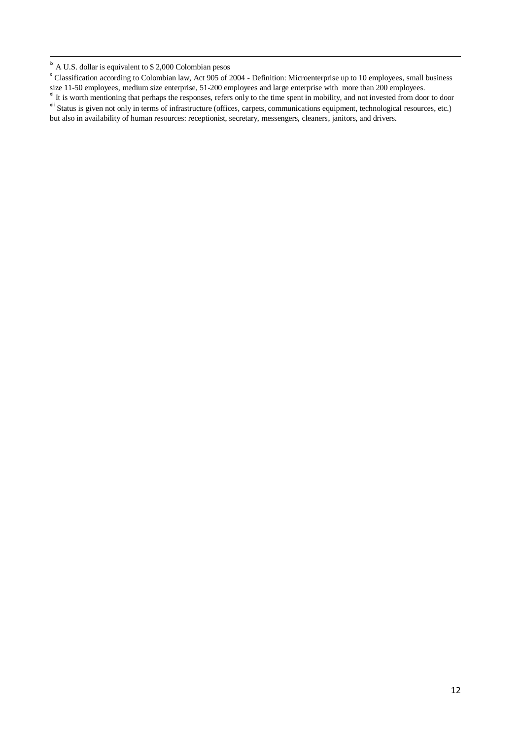[ix] A U.S. dollar is equivalent to $ 2,000 Colombian pesos

[x] Classification according to Colombian law, Act 905 of 2004 - Definition: Microenterprise up to 10 employees, small business size 11-50 employees, medium size enterprise, 51-200 employees and large enterprise with more than 200 employees.

[xi] It is worth mentioning that perhaps the responses, refers only to the time spent in mobility, and not invested from door to door

[xii] Status is given not only in terms of infrastructure (offices, carpets, communications equipment, technological resources, etc.) but also in availability of human resources: receptionist, secretary, messengers, cleaners, janitors, and drivers.